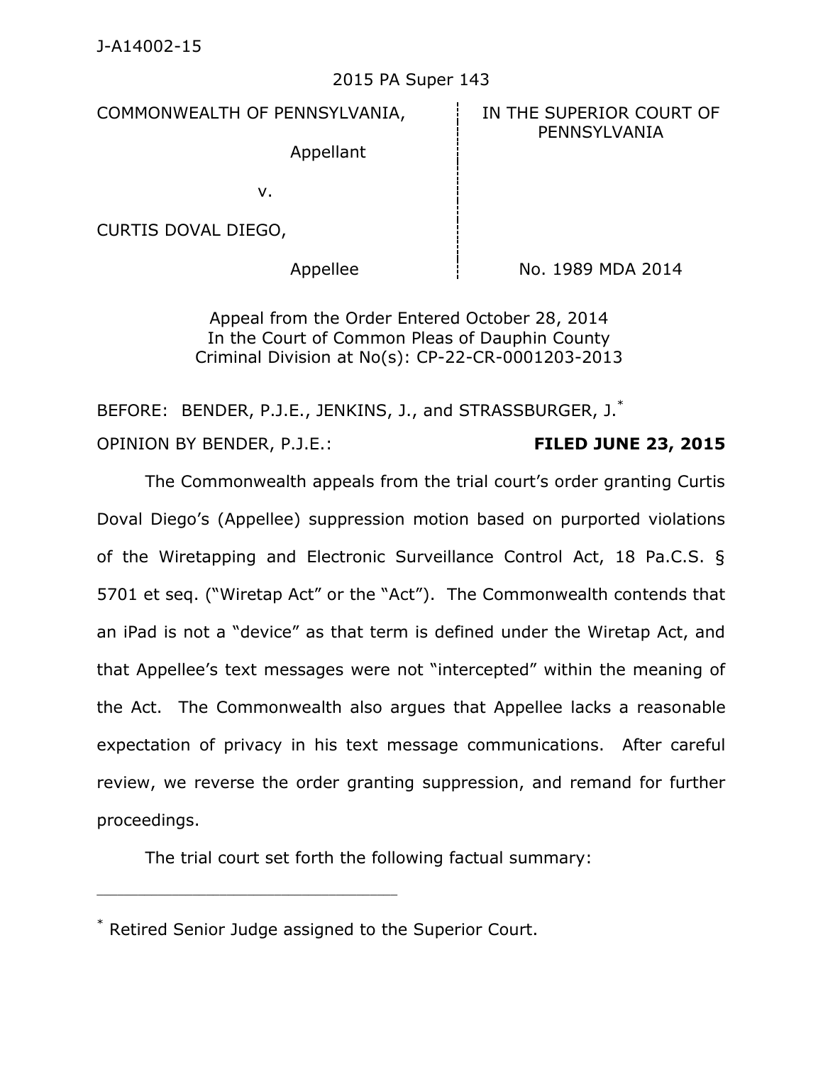J-A14002-15

2015 PA Super 143

| COMMONWEALTH OF PENNSYLVANIA, | IN THE SUPERIOR COURT OF PENNSYLVANIA |
|---|---|
| Appellant | |
| v. | |
| CURTIS DOVAL DIEGO, | |
| Appellee | No. 1989 MDA 2014 |

Appeal from the Order Entered October 28, 2014
In the Court of Common Pleas of Dauphin County
Criminal Division at No(s): CP-22-CR-0001203-2013

BEFORE: BENDER, P.J.E., JENKINS, J., and STRASSBURGER, J.*

OPINION BY BENDER, P.J.E.: **FILED JUNE 23, 2015**

The Commonwealth appeals from the trial court's order granting Curtis Doval Diego's (Appellee) suppression motion based on purported violations of the Wiretapping and Electronic Surveillance Control Act, 18 Pa.C.S. § 5701 et seq. ("Wiretap Act" or the "Act"). The Commonwealth contends that an iPad is not a "device" as that term is defined under the Wiretap Act, and that Appellee's text messages were not "intercepted" within the meaning of the Act. The Commonwealth also argues that Appellee lacks a reasonable expectation of privacy in his text message communications. After careful review, we reverse the order granting suppression, and remand for further proceedings.

The trial court set forth the following factual summary:

---

* Retired Senior Judge assigned to the Superior Court.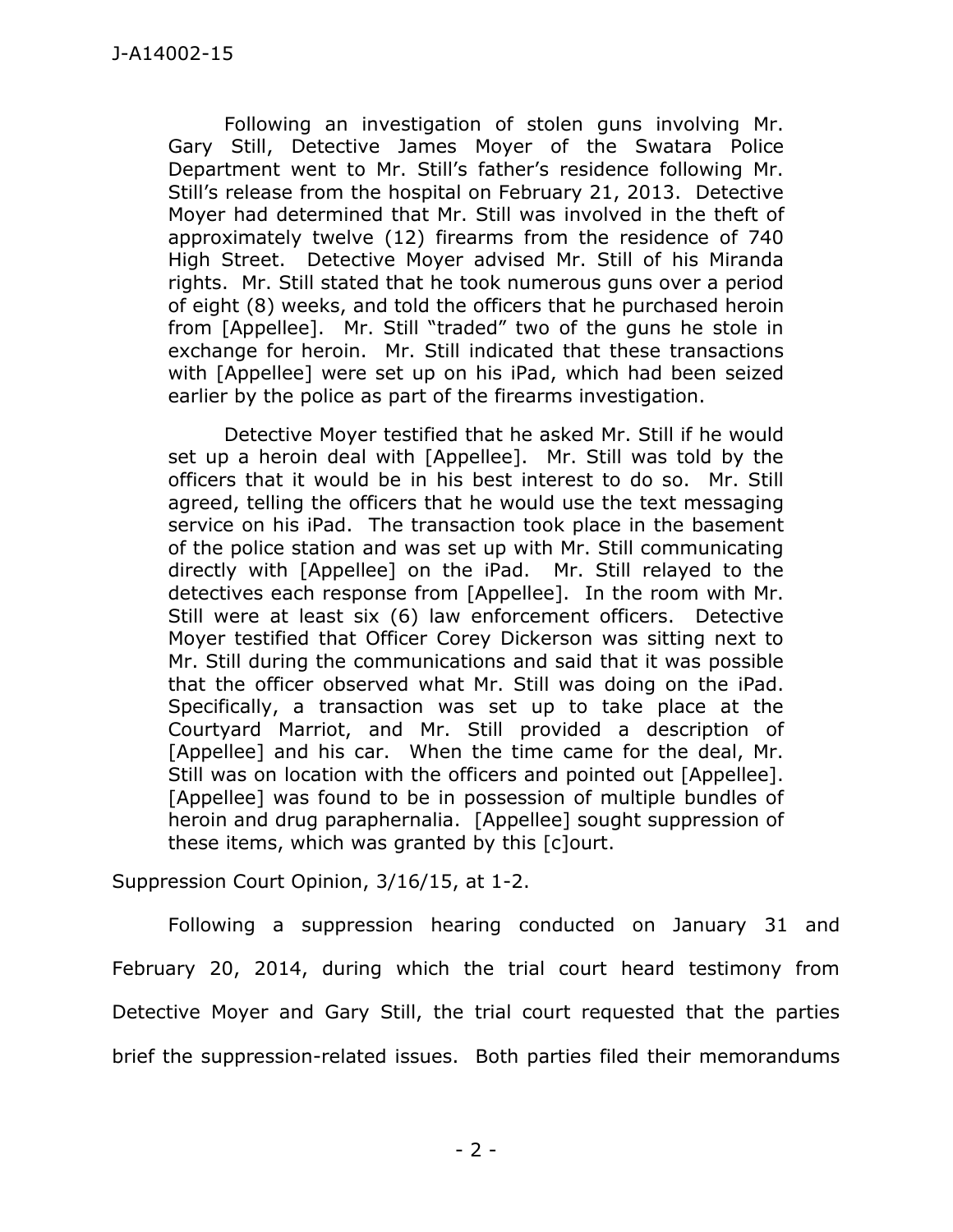> Following an investigation of stolen guns involving Mr. Gary Still, Detective James Moyer of the Swatara Police Department went to Mr. Still's father's residence following Mr. Still's release from the hospital on February 21, 2013. Detective Moyer had determined that Mr. Still was involved in the theft of approximately twelve (12) firearms from the residence of 740 High Street. Detective Moyer advised Mr. Still of his Miranda rights. Mr. Still stated that he took numerous guns over a period of eight (8) weeks, and told the officers that he purchased heroin from [Appellee]. Mr. Still "traded" two of the guns he stole in exchange for heroin. Mr. Still indicated that these transactions with [Appellee] were set up on his iPad, which had been seized earlier by the police as part of the firearms investigation.
>
> Detective Moyer testified that he asked Mr. Still if he would set up a heroin deal with [Appellee]. Mr. Still was told by the officers that it would be in his best interest to do so. Mr. Still agreed, telling the officers that he would use the text messaging service on his iPad. The transaction took place in the basement of the police station and was set up with Mr. Still communicating directly with [Appellee] on the iPad. Mr. Still relayed to the detectives each response from [Appellee]. In the room with Mr. Still were at least six (6) law enforcement officers. Detective Moyer testified that Officer Corey Dickerson was sitting next to Mr. Still during the communications and said that it was possible that the officer observed what Mr. Still was doing on the iPad. Specifically, a transaction was set up to take place at the Courtyard Marriot, and Mr. Still provided a description of [Appellee] and his car. When the time came for the deal, Mr. Still was on location with the officers and pointed out [Appellee]. [Appellee] was found to be in possession of multiple bundles of heroin and drug paraphernalia. [Appellee] sought suppression of these items, which was granted by this [c]ourt.

Suppression Court Opinion, 3/16/15, at 1-2.

Following a suppression hearing conducted on January 31 and February 20, 2014, during which the trial court heard testimony from Detective Moyer and Gary Still, the trial court requested that the parties brief the suppression-related issues. Both parties filed their memorandums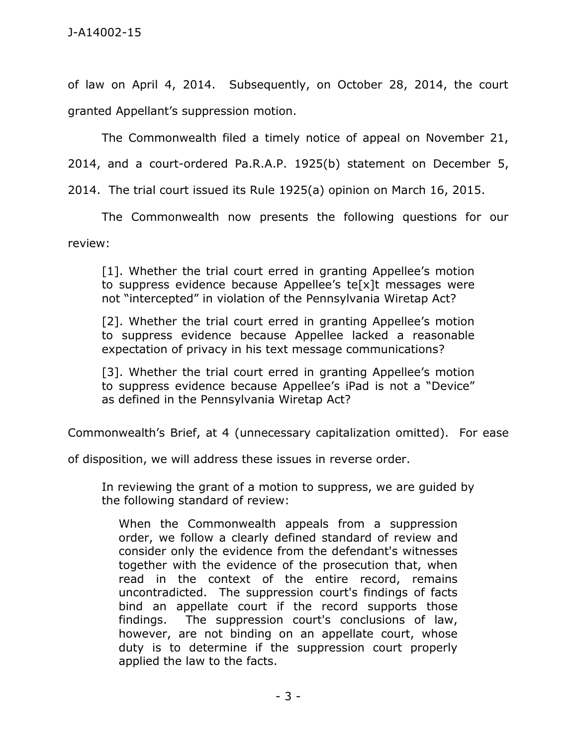of law on April 4, 2014. Subsequently, on October 28, 2014, the court granted Appellant's suppression motion.

The Commonwealth filed a timely notice of appeal on November 21, 2014, and a court-ordered Pa.R.A.P. 1925(b) statement on December 5, 2014. The trial court issued its Rule 1925(a) opinion on March 16, 2015.

The Commonwealth now presents the following questions for our review:

> [1]. Whether the trial court erred in granting Appellee's motion to suppress evidence because Appellee's te[x]t messages were not "intercepted" in violation of the Pennsylvania Wiretap Act?
>
> [2]. Whether the trial court erred in granting Appellee's motion to suppress evidence because Appellee lacked a reasonable expectation of privacy in his text message communications?
>
> [3]. Whether the trial court erred in granting Appellee's motion to suppress evidence because Appellee's iPad is not a "Device" as defined in the Pennsylvania Wiretap Act?

Commonwealth's Brief, at 4 (unnecessary capitalization omitted). For ease of disposition, we will address these issues in reverse order.

> In reviewing the grant of a motion to suppress, we are guided by the following standard of review:
>
> > When the Commonwealth appeals from a suppression order, we follow a clearly defined standard of review and consider only the evidence from the defendant's witnesses together with the evidence of the prosecution that, when read in the context of the entire record, remains uncontradicted. The suppression court's findings of facts bind an appellate court if the record supports those findings. The suppression court's conclusions of law, however, are not binding on an appellate court, whose duty is to determine if the suppression court properly applied the law to the facts.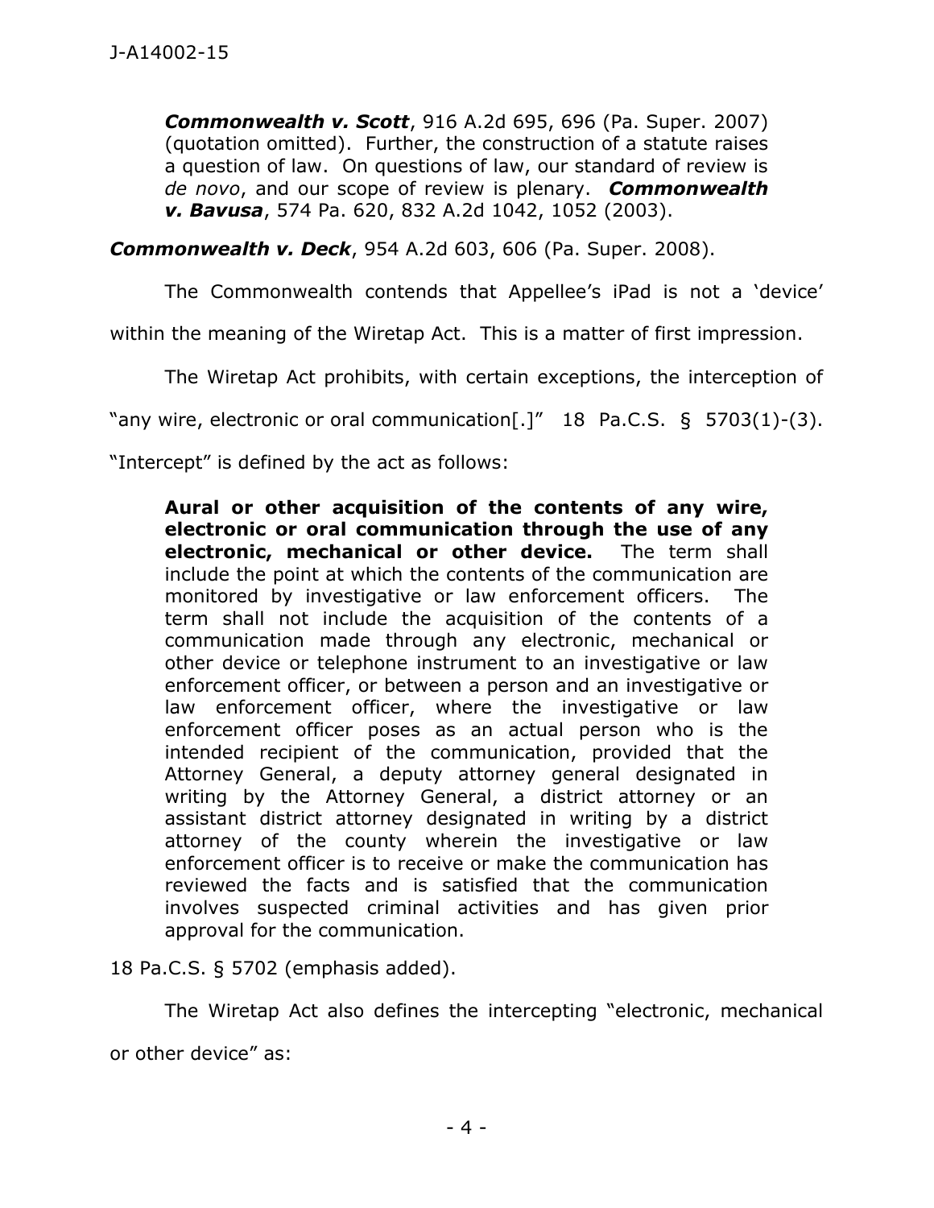> ***Commonwealth v. Scott***, 916 A.2d 695, 696 (Pa. Super. 2007) (quotation omitted). Further, the construction of a statute raises a question of law. On questions of law, our standard of review is *de novo*, and our scope of review is plenary. ***Commonwealth v. Bavusa***, 574 Pa. 620, 832 A.2d 1042, 1052 (2003).

***Commonwealth v. Deck***, 954 A.2d 603, 606 (Pa. Super. 2008).

The Commonwealth contends that Appellee's iPad is not a 'device' within the meaning of the Wiretap Act. This is a matter of first impression.

The Wiretap Act prohibits, with certain exceptions, the interception of "any wire, electronic or oral communication[.]" 18 Pa.C.S. § 5703(1)-(3). "Intercept" is defined by the act as follows:

> **Aural or other acquisition of the contents of any wire, electronic or oral communication through the use of any electronic, mechanical or other device.** The term shall include the point at which the contents of the communication are monitored by investigative or law enforcement officers. The term shall not include the acquisition of the contents of a communication made through any electronic, mechanical or other device or telephone instrument to an investigative or law enforcement officer, or between a person and an investigative or law enforcement officer, where the investigative or law enforcement officer poses as an actual person who is the intended recipient of the communication, provided that the Attorney General, a deputy attorney general designated in writing by the Attorney General, a district attorney or an assistant district attorney designated in writing by a district attorney of the county wherein the investigative or law enforcement officer is to receive or make the communication has reviewed the facts and is satisfied that the communication involves suspected criminal activities and has given prior approval for the communication.

18 Pa.C.S. § 5702 (emphasis added).

The Wiretap Act also defines the intercepting "electronic, mechanical or other device" as: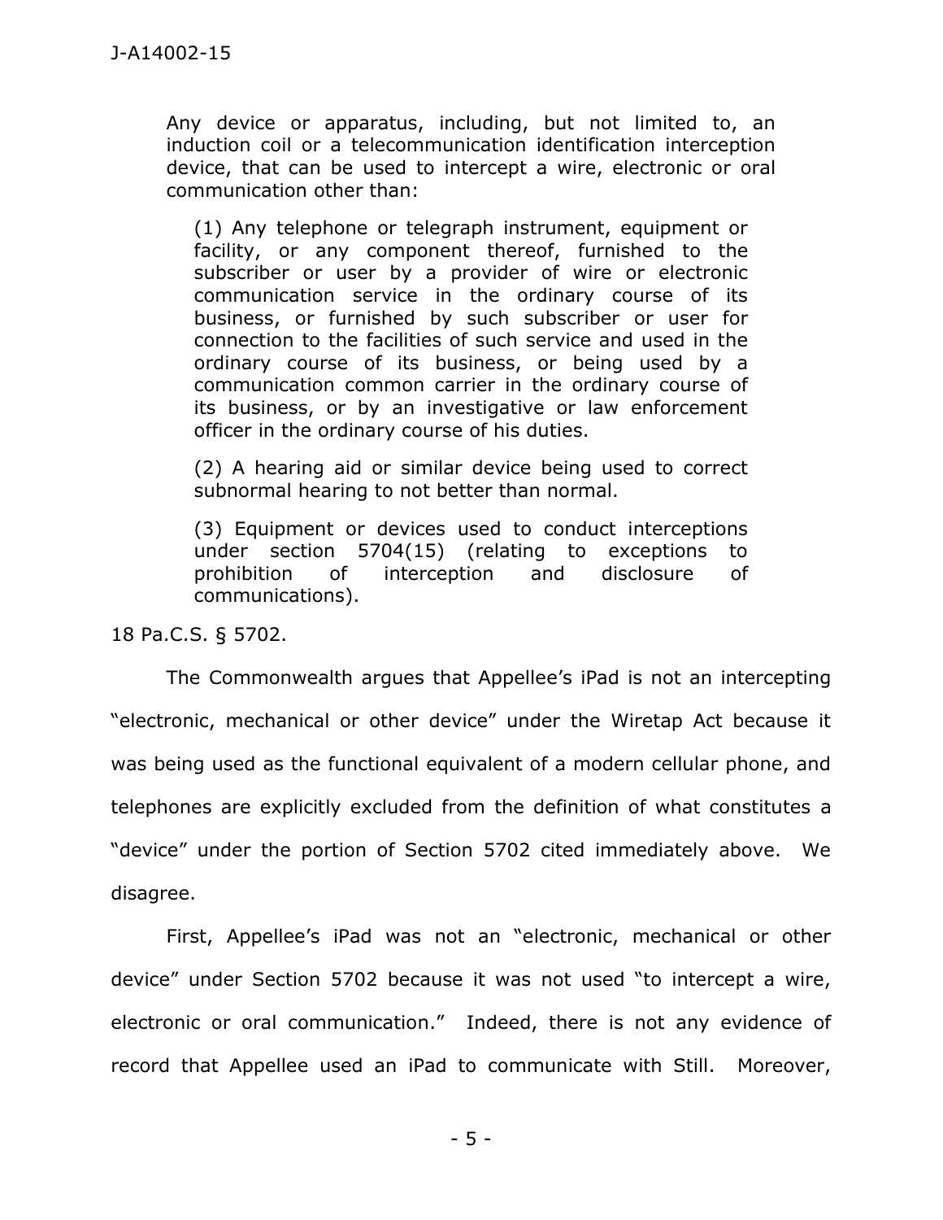> Any device or apparatus, including, but not limited to, an induction coil or a telecommunication identification interception device, that can be used to intercept a wire, electronic or oral communication other than:
>
> > (1) Any telephone or telegraph instrument, equipment or facility, or any component thereof, furnished to the subscriber or user by a provider of wire or electronic communication service in the ordinary course of its business, or furnished by such subscriber or user for connection to the facilities of such service and used in the ordinary course of its business, or being used by a communication common carrier in the ordinary course of its business, or by an investigative or law enforcement officer in the ordinary course of his duties.
> >
> > (2) A hearing aid or similar device being used to correct subnormal hearing to not better than normal.
> >
> > (3) Equipment or devices used to conduct interceptions under section 5704(15) (relating to exceptions to prohibition of interception and disclosure of communications).

18 Pa.C.S. § 5702.

The Commonwealth argues that Appellee's iPad is not an intercepting "electronic, mechanical or other device" under the Wiretap Act because it was being used as the functional equivalent of a modern cellular phone, and telephones are explicitly excluded from the definition of what constitutes a "device" under the portion of Section 5702 cited immediately above. We disagree.

First, Appellee's iPad was not an "electronic, mechanical or other device" under Section 5702 because it was not used "to intercept a wire, electronic or oral communication." Indeed, there is not any evidence of record that Appellee used an iPad to communicate with Still. Moreover,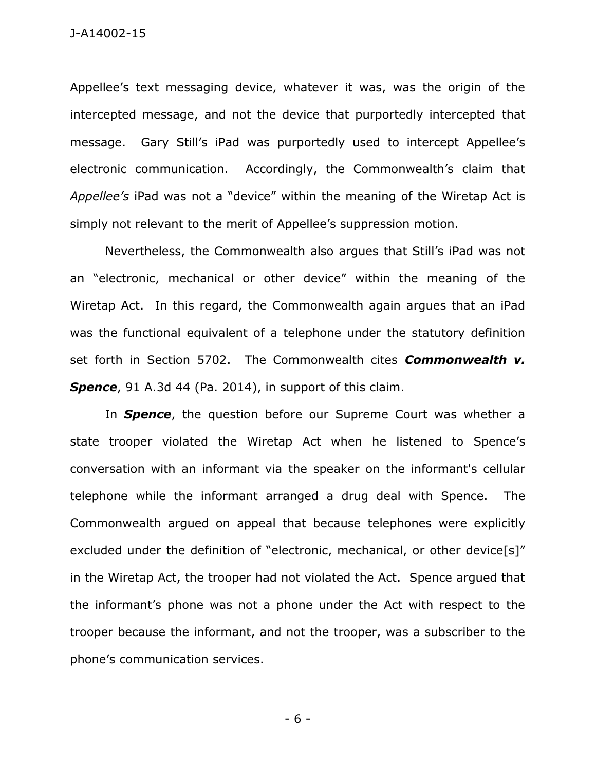Appellee's text messaging device, whatever it was, was the origin of the intercepted message, and not the device that purportedly intercepted that message. Gary Still's iPad was purportedly used to intercept Appellee's electronic communication. Accordingly, the Commonwealth's claim that *Appellee's* iPad was not a "device" within the meaning of the Wiretap Act is simply not relevant to the merit of Appellee's suppression motion.

Nevertheless, the Commonwealth also argues that Still's iPad was not an "electronic, mechanical or other device" within the meaning of the Wiretap Act. In this regard, the Commonwealth again argues that an iPad was the functional equivalent of a telephone under the statutory definition set forth in Section 5702. The Commonwealth cites ***Commonwealth v. Spence***, 91 A.3d 44 (Pa. 2014), in support of this claim.

In ***Spence***, the question before our Supreme Court was whether a state trooper violated the Wiretap Act when he listened to Spence's conversation with an informant via the speaker on the informant's cellular telephone while the informant arranged a drug deal with Spence. The Commonwealth argued on appeal that because telephones were explicitly excluded under the definition of "electronic, mechanical, or other device[s]" in the Wiretap Act, the trooper had not violated the Act. Spence argued that the informant's phone was not a phone under the Act with respect to the trooper because the informant, and not the trooper, was a subscriber to the phone's communication services.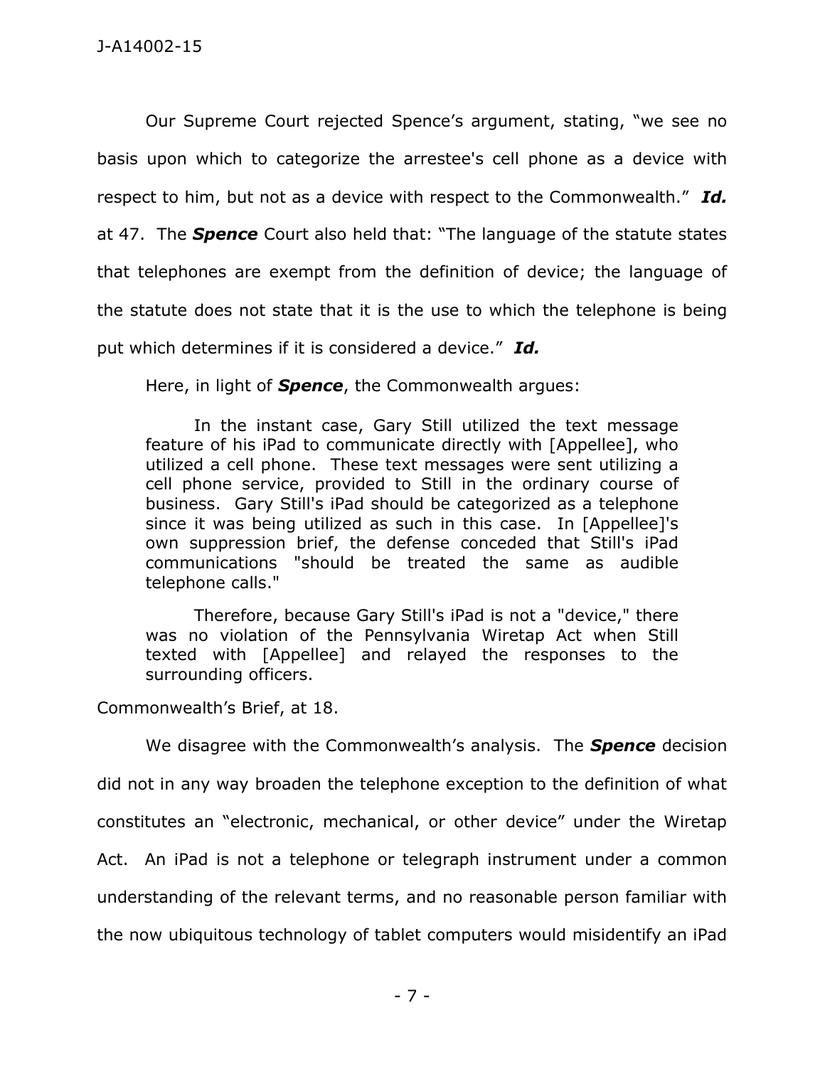Our Supreme Court rejected Spence's argument, stating, "we see no basis upon which to categorize the arrestee's cell phone as a device with respect to him, but not as a device with respect to the Commonwealth." ***Id.*** at 47. The ***Spence*** Court also held that: "The language of the statute states that telephones are exempt from the definition of device; the language of the statute does not state that it is the use to which the telephone is being put which determines if it is considered a device." ***Id.***

Here, in light of ***Spence***, the Commonwealth argues:

> In the instant case, Gary Still utilized the text message feature of his iPad to communicate directly with [Appellee], who utilized a cell phone. These text messages were sent utilizing a cell phone service, provided to Still in the ordinary course of business. Gary Still's iPad should be categorized as a telephone since it was being utilized as such in this case. In [Appellee]'s own suppression brief, the defense conceded that Still's iPad communications "should be treated the same as audible telephone calls."
>
> Therefore, because Gary Still's iPad is not a "device," there was no violation of the Pennsylvania Wiretap Act when Still texted with [Appellee] and relayed the responses to the surrounding officers.

Commonwealth's Brief, at 18.

We disagree with the Commonwealth's analysis. The ***Spence*** decision did not in any way broaden the telephone exception to the definition of what constitutes an "electronic, mechanical, or other device" under the Wiretap Act. An iPad is not a telephone or telegraph instrument under a common understanding of the relevant terms, and no reasonable person familiar with the now ubiquitous technology of tablet computers would misidentify an iPad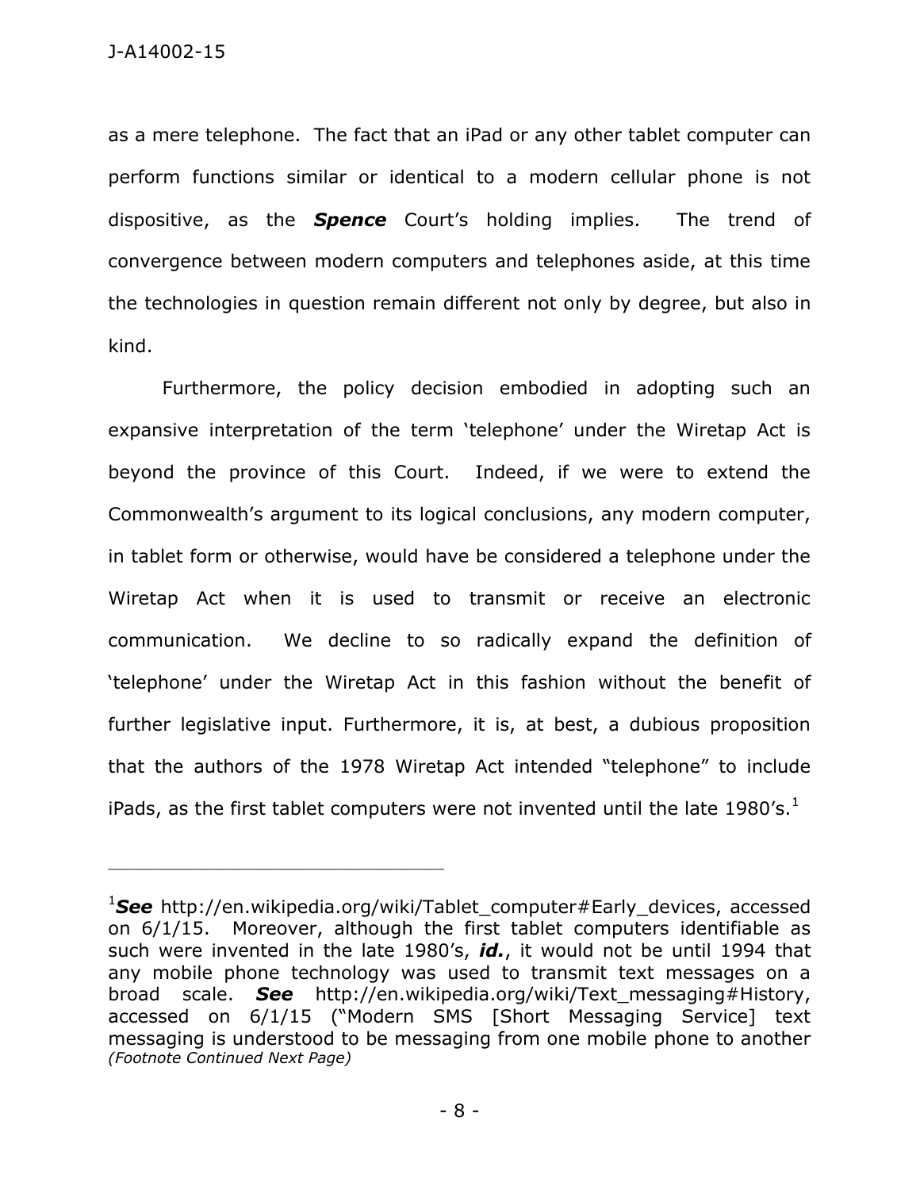as a mere telephone. The fact that an iPad or any other tablet computer can perform functions similar or identical to a modern cellular phone is not dispositive, as the ***Spence*** Court's holding implies. The trend of convergence between modern computers and telephones aside, at this time the technologies in question remain different not only by degree, but also in kind.

Furthermore, the policy decision embodied in adopting such an expansive interpretation of the term 'telephone' under the Wiretap Act is beyond the province of this Court. Indeed, if we were to extend the Commonwealth's argument to its logical conclusions, any modern computer, in tablet form or otherwise, would have be considered a telephone under the Wiretap Act when it is used to transmit or receive an electronic communication. We decline to so radically expand the definition of 'telephone' under the Wiretap Act in this fashion without the benefit of further legislative input. Furthermore, it is, at best, a dubious proposition that the authors of the 1978 Wiretap Act intended "telephone" to include iPads, as the first tablet computers were not invented until the late 1980's.[1]

---

[1]***See*** http://en.wikipedia.org/wiki/Tablet_computer#Early_devices, accessed on 6/1/15. Moreover, although the first tablet computers identifiable as such were invented in the late 1980's, ***id.***, it would not be until 1994 that any mobile phone technology was used to transmit text messages on a broad scale. ***See*** http://en.wikipedia.org/wiki/Text_messaging#History, accessed on 6/1/15 ("Modern SMS [Short Messaging Service] text messaging is understood to be messaging from one mobile phone to another
*(Footnote Continued Next Page)*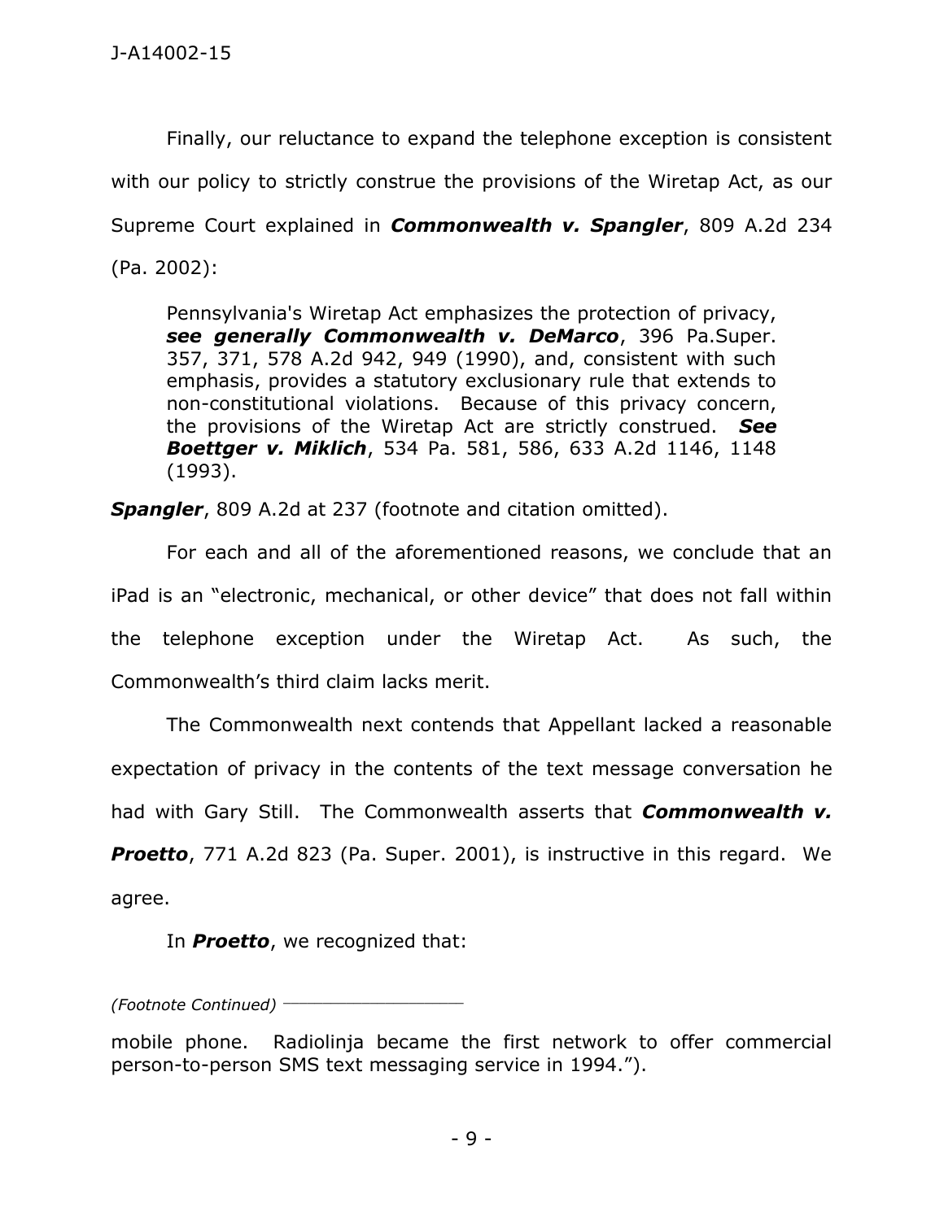Finally, our reluctance to expand the telephone exception is consistent with our policy to strictly construe the provisions of the Wiretap Act, as our Supreme Court explained in ***Commonwealth v. Spangler***, 809 A.2d 234 (Pa. 2002):

> Pennsylvania's Wiretap Act emphasizes the protection of privacy, ***see generally Commonwealth v. DeMarco***, 396 Pa.Super. 357, 371, 578 A.2d 942, 949 (1990), and, consistent with such emphasis, provides a statutory exclusionary rule that extends to non-constitutional violations. Because of this privacy concern, the provisions of the Wiretap Act are strictly construed. ***See Boettger v. Miklich***, 534 Pa. 581, 586, 633 A.2d 1146, 1148 (1993).

***Spangler***, 809 A.2d at 237 (footnote and citation omitted).

For each and all of the aforementioned reasons, we conclude that an iPad is an "electronic, mechanical, or other device" that does not fall within the telephone exception under the Wiretap Act. As such, the Commonwealth's third claim lacks merit.

The Commonwealth next contends that Appellant lacked a reasonable expectation of privacy in the contents of the text message conversation he had with Gary Still. The Commonwealth asserts that ***Commonwealth v. Proetto***, 771 A.2d 823 (Pa. Super. 2001), is instructive in this regard. We agree.

In ***Proetto***, we recognized that:

*(Footnote Continued)*

mobile phone. Radiolinja became the first network to offer commercial person-to-person SMS text messaging service in 1994.").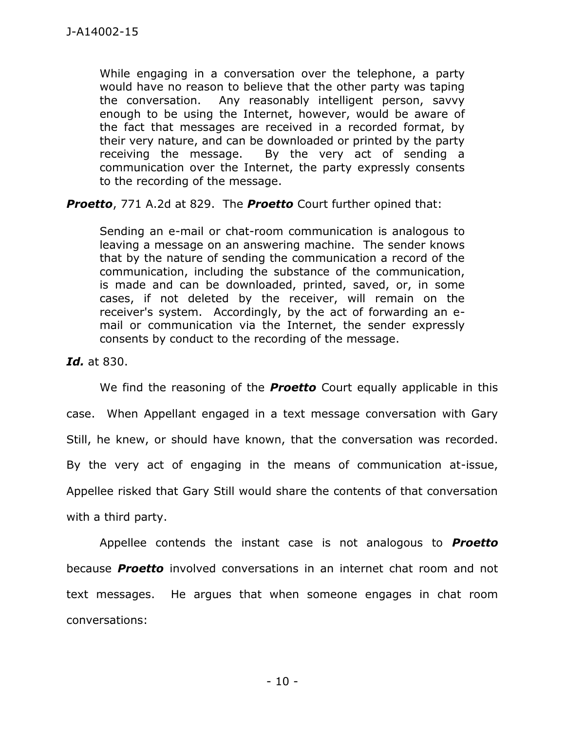> While engaging in a conversation over the telephone, a party would have no reason to believe that the other party was taping the conversation. Any reasonably intelligent person, savvy enough to be using the Internet, however, would be aware of the fact that messages are received in a recorded format, by their very nature, and can be downloaded or printed by the party receiving the message. By the very act of sending a communication over the Internet, the party expressly consents to the recording of the message.

***Proetto***, 771 A.2d at 829. The ***Proetto*** Court further opined that:

> Sending an e-mail or chat-room communication is analogous to leaving a message on an answering machine. The sender knows that by the nature of sending the communication a record of the communication, including the substance of the communication, is made and can be downloaded, printed, saved, or, in some cases, if not deleted by the receiver, will remain on the receiver's system. Accordingly, by the act of forwarding an e-mail or communication via the Internet, the sender expressly consents by conduct to the recording of the message.

***Id.*** at 830.

We find the reasoning of the ***Proetto*** Court equally applicable in this case. When Appellant engaged in a text message conversation with Gary Still, he knew, or should have known, that the conversation was recorded. By the very act of engaging in the means of communication at-issue, Appellee risked that Gary Still would share the contents of that conversation with a third party.

Appellee contends the instant case is not analogous to ***Proetto*** because ***Proetto*** involved conversations in an internet chat room and not text messages. He argues that when someone engages in chat room conversations: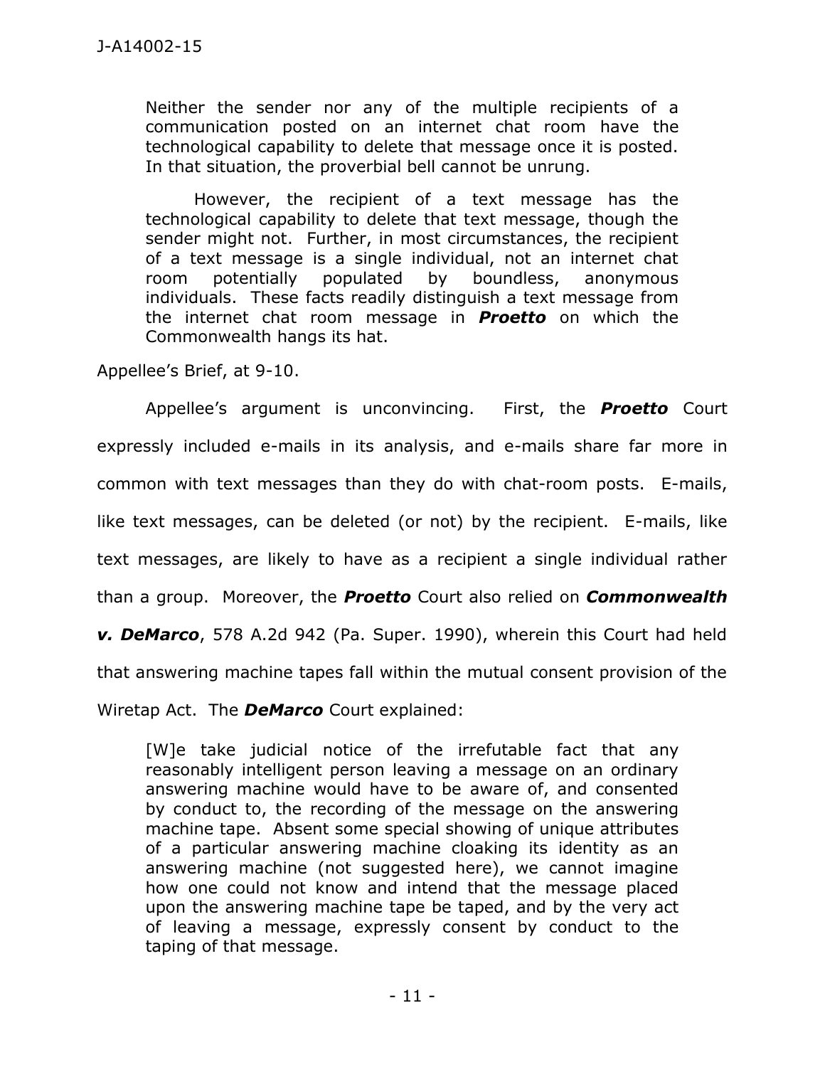> Neither the sender nor any of the multiple recipients of a communication posted on an internet chat room have the technological capability to delete that message once it is posted. In that situation, the proverbial bell cannot be unrung.
>
> However, the recipient of a text message has the technological capability to delete that text message, though the sender might not. Further, in most circumstances, the recipient of a text message is a single individual, not an internet chat room potentially populated by boundless, anonymous individuals. These facts readily distinguish a text message from the internet chat room message in ***Proetto*** on which the Commonwealth hangs its hat.

Appellee's Brief, at 9-10.

Appellee's argument is unconvincing. First, the ***Proetto*** Court expressly included e-mails in its analysis, and e-mails share far more in common with text messages than they do with chat-room posts. E-mails, like text messages, can be deleted (or not) by the recipient. E-mails, like text messages, are likely to have as a recipient a single individual rather than a group. Moreover, the ***Proetto*** Court also relied on ***Commonwealth v. DeMarco***, 578 A.2d 942 (Pa. Super. 1990), wherein this Court had held that answering machine tapes fall within the mutual consent provision of the Wiretap Act. The ***DeMarco*** Court explained:

> [W]e take judicial notice of the irrefutable fact that any reasonably intelligent person leaving a message on an ordinary answering machine would have to be aware of, and consented by conduct to, the recording of the message on the answering machine tape. Absent some special showing of unique attributes of a particular answering machine cloaking its identity as an answering machine (not suggested here), we cannot imagine how one could not know and intend that the message placed upon the answering machine tape be taped, and by the very act of leaving a message, expressly consent by conduct to the taping of that message.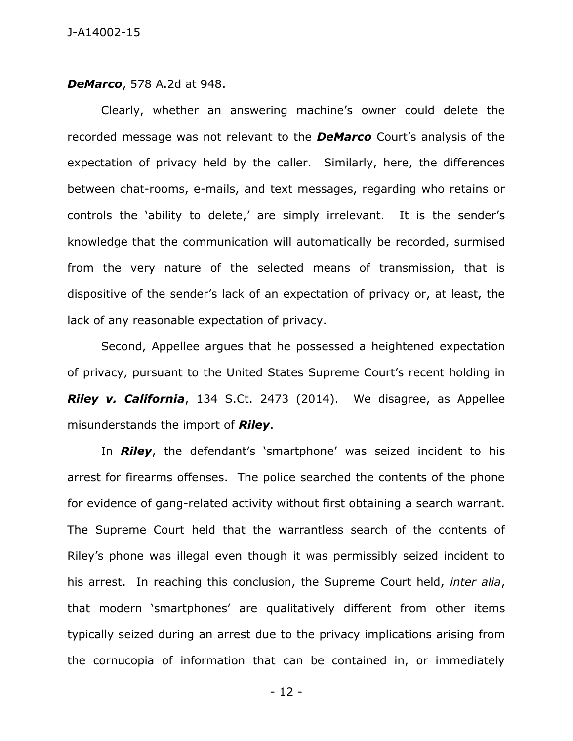***DeMarco***, 578 A.2d at 948.

Clearly, whether an answering machine's owner could delete the recorded message was not relevant to the ***DeMarco*** Court's analysis of the expectation of privacy held by the caller. Similarly, here, the differences between chat-rooms, e-mails, and text messages, regarding who retains or controls the 'ability to delete,' are simply irrelevant. It is the sender's knowledge that the communication will automatically be recorded, surmised from the very nature of the selected means of transmission, that is dispositive of the sender's lack of an expectation of privacy or, at least, the lack of any reasonable expectation of privacy.

Second, Appellee argues that he possessed a heightened expectation of privacy, pursuant to the United States Supreme Court's recent holding in ***Riley v. California***, 134 S.Ct. 2473 (2014). We disagree, as Appellee misunderstands the import of ***Riley***.

In ***Riley***, the defendant's 'smartphone' was seized incident to his arrest for firearms offenses. The police searched the contents of the phone for evidence of gang-related activity without first obtaining a search warrant. The Supreme Court held that the warrantless search of the contents of Riley's phone was illegal even though it was permissibly seized incident to his arrest. In reaching this conclusion, the Supreme Court held, *inter alia*, that modern 'smartphones' are qualitatively different from other items typically seized during an arrest due to the privacy implications arising from the cornucopia of information that can be contained in, or immediately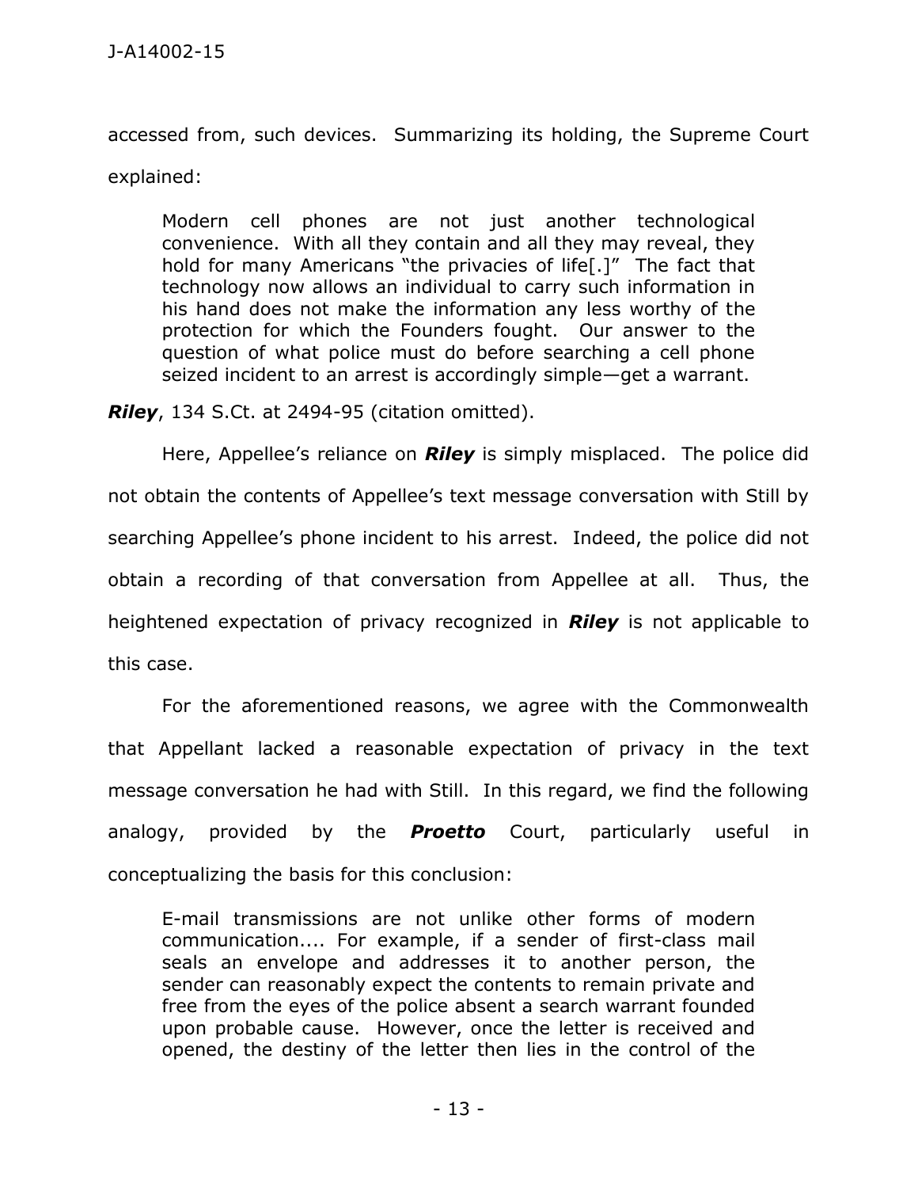accessed from, such devices. Summarizing its holding, the Supreme Court explained:

> Modern cell phones are not just another technological convenience. With all they contain and all they may reveal, they hold for many Americans "the privacies of life[.]" The fact that technology now allows an individual to carry such information in his hand does not make the information any less worthy of the protection for which the Founders fought. Our answer to the question of what police must do before searching a cell phone seized incident to an arrest is accordingly simple—get a warrant.

***Riley***, 134 S.Ct. at 2494-95 (citation omitted).

Here, Appellee's reliance on ***Riley*** is simply misplaced. The police did not obtain the contents of Appellee's text message conversation with Still by searching Appellee's phone incident to his arrest. Indeed, the police did not obtain a recording of that conversation from Appellee at all. Thus, the heightened expectation of privacy recognized in ***Riley*** is not applicable to this case.

For the aforementioned reasons, we agree with the Commonwealth that Appellant lacked a reasonable expectation of privacy in the text message conversation he had with Still. In this regard, we find the following analogy, provided by the ***Proetto*** Court, particularly useful in conceptualizing the basis for this conclusion:

> E-mail transmissions are not unlike other forms of modern communication.... For example, if a sender of first-class mail seals an envelope and addresses it to another person, the sender can reasonably expect the contents to remain private and free from the eyes of the police absent a search warrant founded upon probable cause. However, once the letter is received and opened, the destiny of the letter then lies in the control of the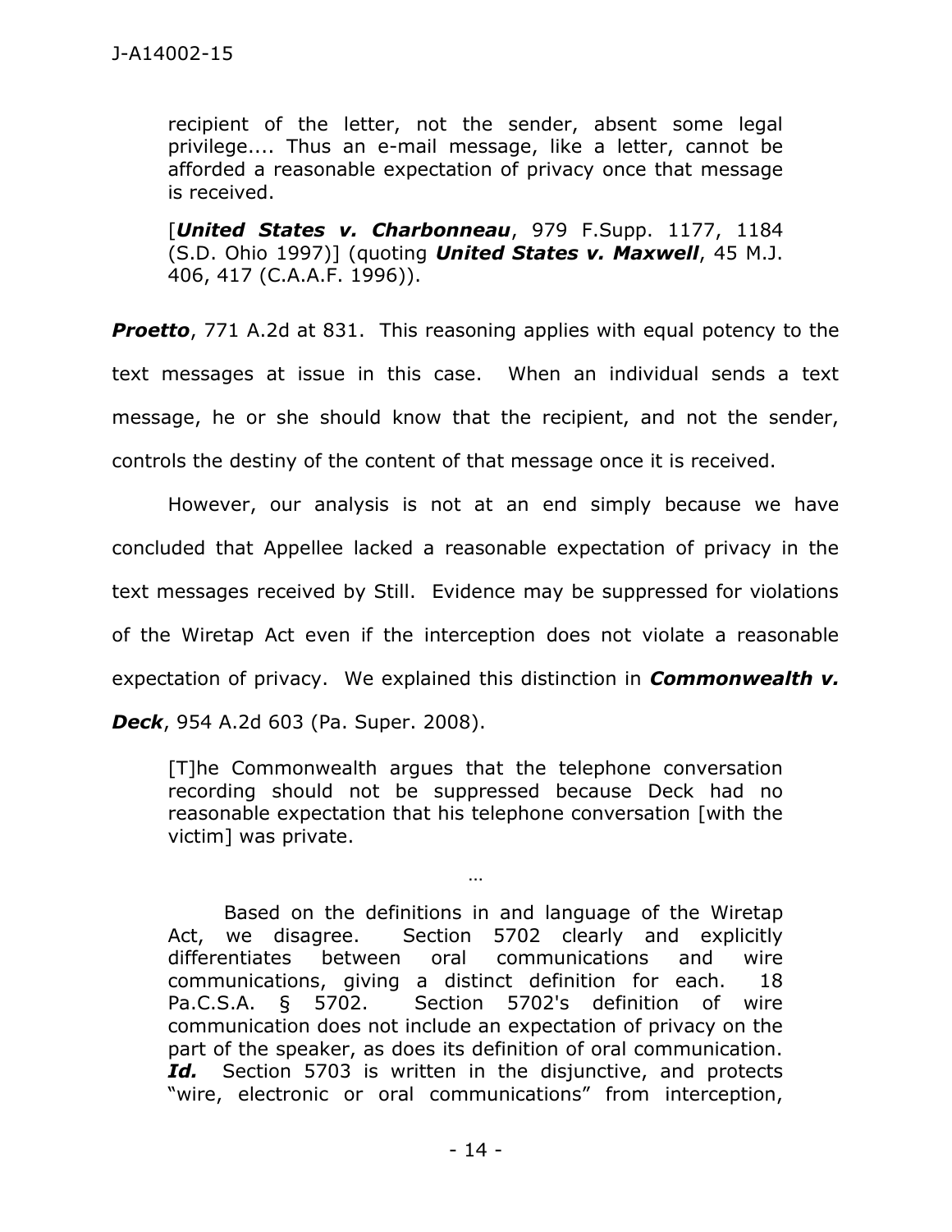> recipient of the letter, not the sender, absent some legal privilege.... Thus an e-mail message, like a letter, cannot be afforded a reasonable expectation of privacy once that message is received.
>
> [***United States v. Charbonneau***, 979 F.Supp. 1177, 1184 (S.D. Ohio 1997)] (quoting ***United States v. Maxwell***, 45 M.J. 406, 417 (C.A.A.F. 1996)).

***Proetto***, 771 A.2d at 831. This reasoning applies with equal potency to the text messages at issue in this case. When an individual sends a text message, he or she should know that the recipient, and not the sender, controls the destiny of the content of that message once it is received.

However, our analysis is not at an end simply because we have concluded that Appellee lacked a reasonable expectation of privacy in the text messages received by Still. Evidence may be suppressed for violations of the Wiretap Act even if the interception does not violate a reasonable expectation of privacy. We explained this distinction in ***Commonwealth v. Deck***, 954 A.2d 603 (Pa. Super. 2008).

> [T]he Commonwealth argues that the telephone conversation recording should not be suppressed because Deck had no reasonable expectation that his telephone conversation [with the victim] was private.
>
> …
>
> Based on the definitions in and language of the Wiretap Act, we disagree. Section 5702 clearly and explicitly differentiates between oral communications and wire communications, giving a distinct definition for each. 18 Pa.C.S.A. § 5702. Section 5702's definition of wire communication does not include an expectation of privacy on the part of the speaker, as does its definition of oral communication. ***Id.*** Section 5703 is written in the disjunctive, and protects "wire, electronic or oral communications" from interception,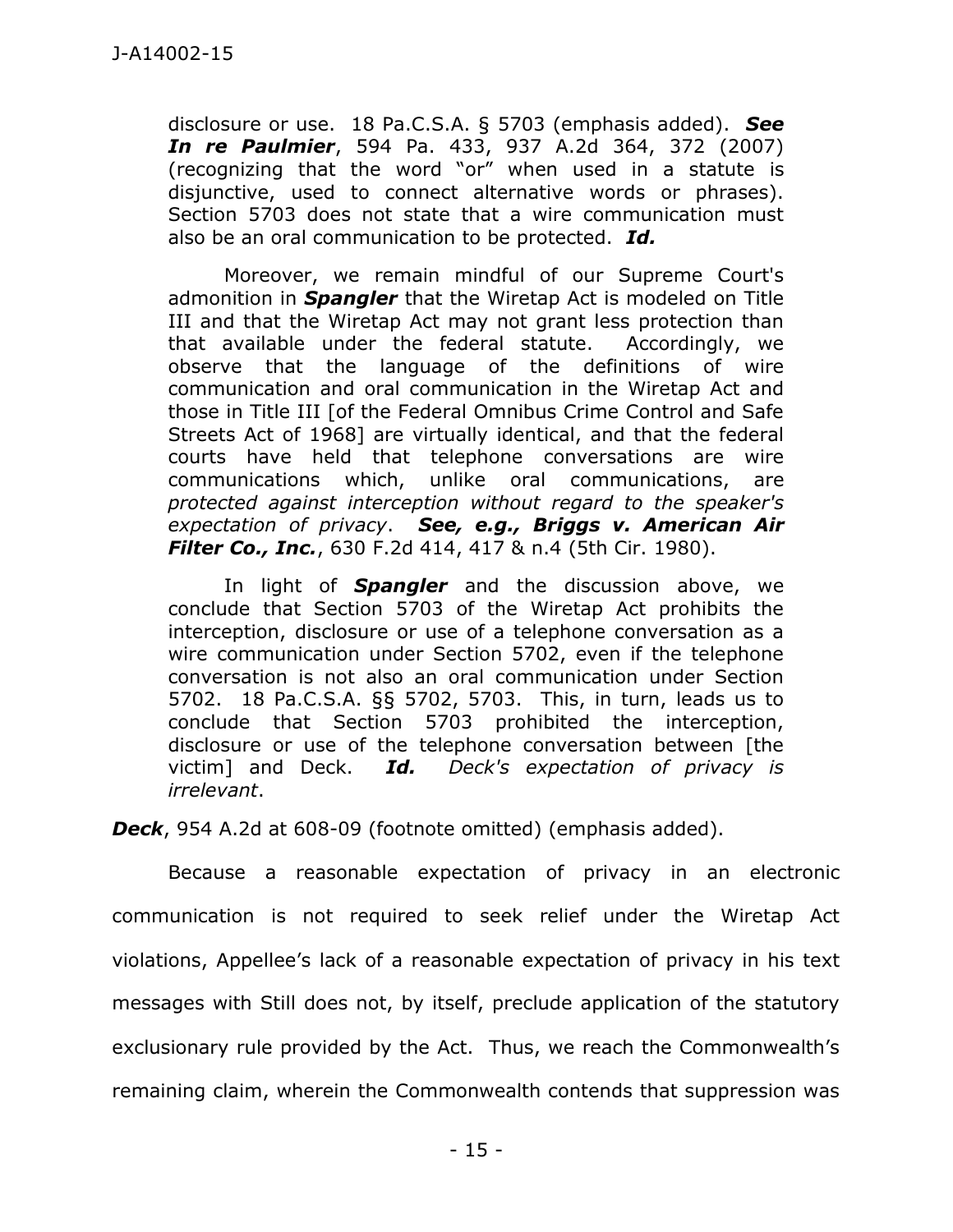> disclosure or use. 18 Pa.C.S.A. § 5703 (emphasis added). ***See In re Paulmier***, 594 Pa. 433, 937 A.2d 364, 372 (2007) (recognizing that the word "or" when used in a statute is disjunctive, used to connect alternative words or phrases). Section 5703 does not state that a wire communication must also be an oral communication to be protected. ***Id.***
>
> Moreover, we remain mindful of our Supreme Court's admonition in ***Spangler*** that the Wiretap Act is modeled on Title III and that the Wiretap Act may not grant less protection than that available under the federal statute. Accordingly, we observe that the language of the definitions of wire communication and oral communication in the Wiretap Act and those in Title III [of the Federal Omnibus Crime Control and Safe Streets Act of 1968] are virtually identical, and that the federal courts have held that telephone conversations are wire communications which, unlike oral communications, are *protected against interception without regard to the speaker's expectation of privacy*. ***See, e.g., Briggs v. American Air Filter Co., Inc.***, 630 F.2d 414, 417 & n.4 (5th Cir. 1980).
>
> In light of ***Spangler*** and the discussion above, we conclude that Section 5703 of the Wiretap Act prohibits the interception, disclosure or use of a telephone conversation as a wire communication under Section 5702, even if the telephone conversation is not also an oral communication under Section 5702. 18 Pa.C.S.A. §§ 5702, 5703. This, in turn, leads us to conclude that Section 5703 prohibited the interception, disclosure or use of the telephone conversation between [the victim] and Deck. ***Id.*** *Deck's expectation of privacy is irrelevant*.

***Deck***, 954 A.2d at 608-09 (footnote omitted) (emphasis added).

Because a reasonable expectation of privacy in an electronic communication is not required to seek relief under the Wiretap Act violations, Appellee's lack of a reasonable expectation of privacy in his text messages with Still does not, by itself, preclude application of the statutory exclusionary rule provided by the Act. Thus, we reach the Commonwealth's remaining claim, wherein the Commonwealth contends that suppression was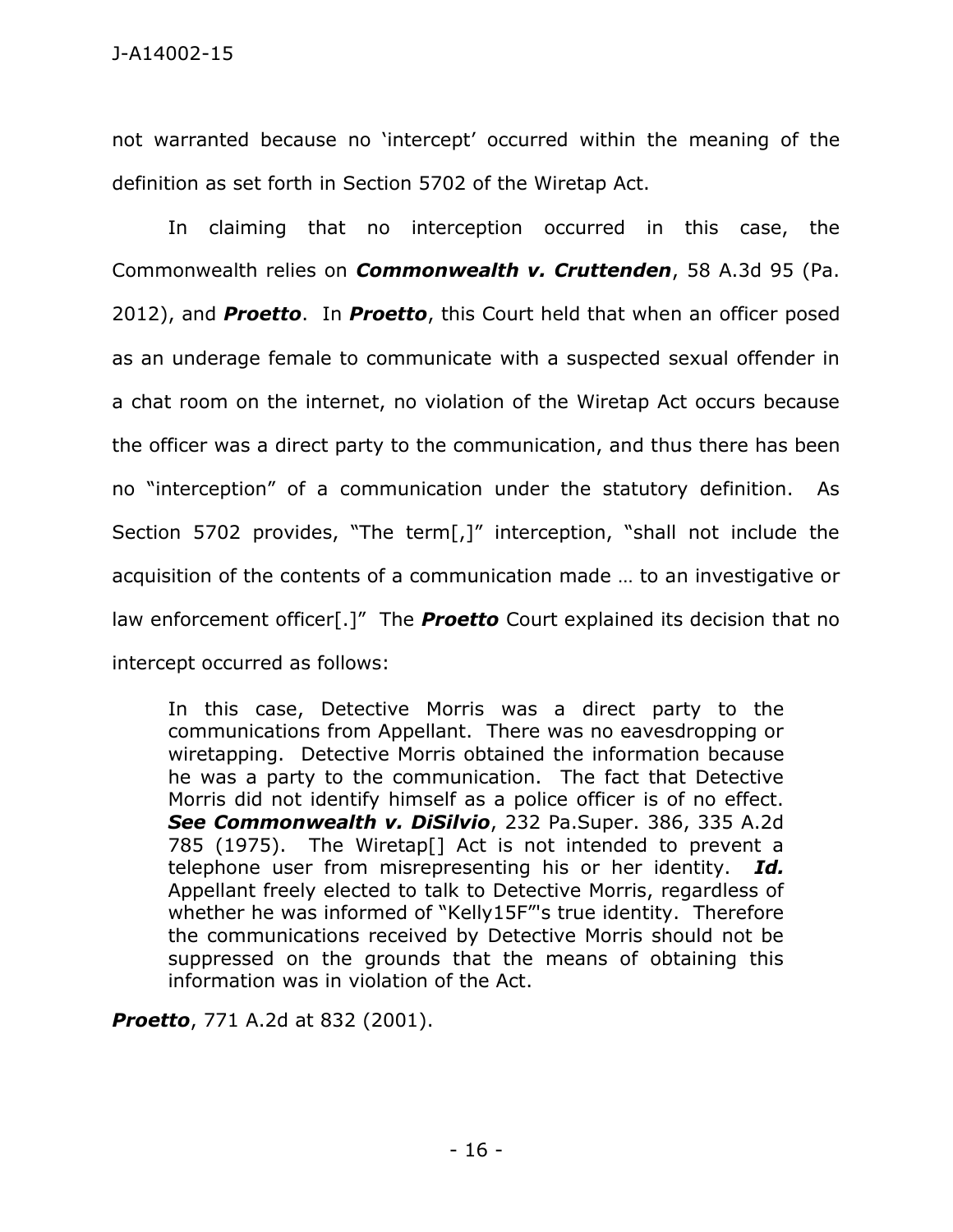not warranted because no 'intercept' occurred within the meaning of the definition as set forth in Section 5702 of the Wiretap Act.

In claiming that no interception occurred in this case, the Commonwealth relies on ***Commonwealth v. Cruttenden***, 58 A.3d 95 (Pa. 2012), and ***Proetto***. In ***Proetto***, this Court held that when an officer posed as an underage female to communicate with a suspected sexual offender in a chat room on the internet, no violation of the Wiretap Act occurs because the officer was a direct party to the communication, and thus there has been no "interception" of a communication under the statutory definition. As Section 5702 provides, "The term[,]" interception, "shall not include the acquisition of the contents of a communication made … to an investigative or law enforcement officer[.]" The ***Proetto*** Court explained its decision that no intercept occurred as follows:

> In this case, Detective Morris was a direct party to the communications from Appellant. There was no eavesdropping or wiretapping. Detective Morris obtained the information because he was a party to the communication. The fact that Detective Morris did not identify himself as a police officer is of no effect. ***See Commonwealth v. DiSilvio***, 232 Pa.Super. 386, 335 A.2d 785 (1975). The Wiretap[] Act is not intended to prevent a telephone user from misrepresenting his or her identity. ***Id.*** Appellant freely elected to talk to Detective Morris, regardless of whether he was informed of "Kelly15F"'s true identity. Therefore the communications received by Detective Morris should not be suppressed on the grounds that the means of obtaining this information was in violation of the Act.

***Proetto***, 771 A.2d at 832 (2001).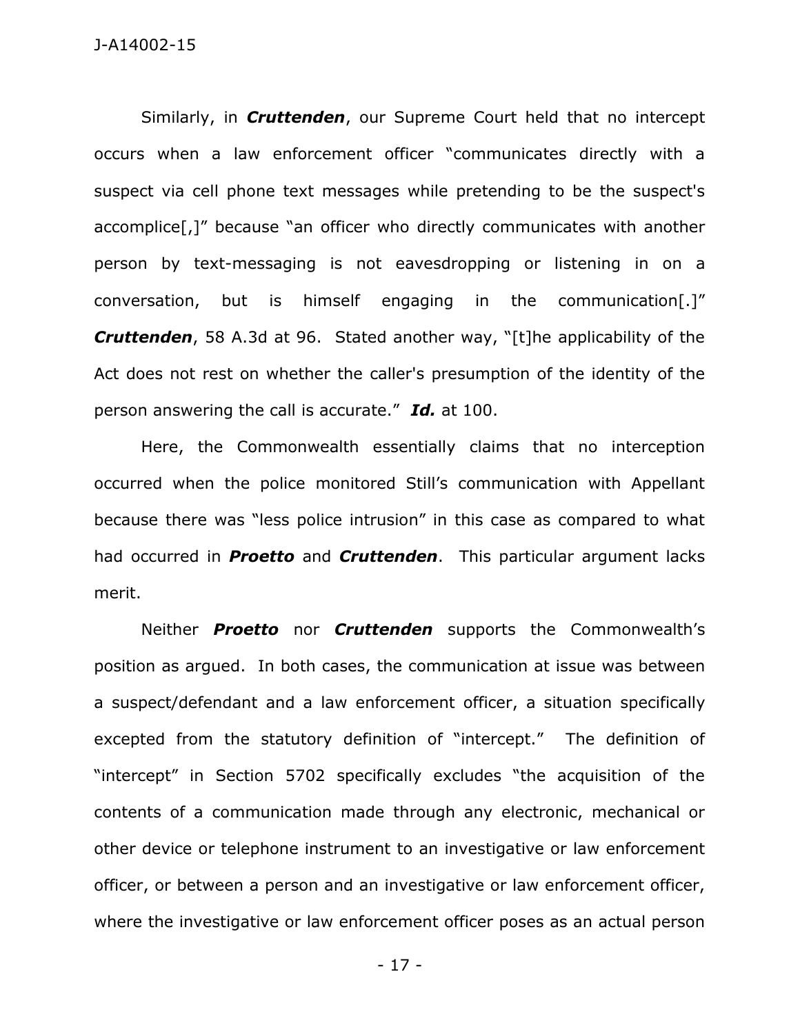Similarly, in ***Cruttenden***, our Supreme Court held that no intercept occurs when a law enforcement officer "communicates directly with a suspect via cell phone text messages while pretending to be the suspect's accomplice[,]" because "an officer who directly communicates with another person by text-messaging is not eavesdropping or listening in on a conversation, but is himself engaging in the communication[.]" ***Cruttenden***, 58 A.3d at 96. Stated another way, "[t]he applicability of the Act does not rest on whether the caller's presumption of the identity of the person answering the call is accurate." ***Id.*** at 100.

Here, the Commonwealth essentially claims that no interception occurred when the police monitored Still's communication with Appellant because there was "less police intrusion" in this case as compared to what had occurred in ***Proetto*** and ***Cruttenden***. This particular argument lacks merit.

Neither ***Proetto*** nor ***Cruttenden*** supports the Commonwealth's position as argued. In both cases, the communication at issue was between a suspect/defendant and a law enforcement officer, a situation specifically excepted from the statutory definition of "intercept." The definition of "intercept" in Section 5702 specifically excludes "the acquisition of the contents of a communication made through any electronic, mechanical or other device or telephone instrument to an investigative or law enforcement officer, or between a person and an investigative or law enforcement officer, where the investigative or law enforcement officer poses as an actual person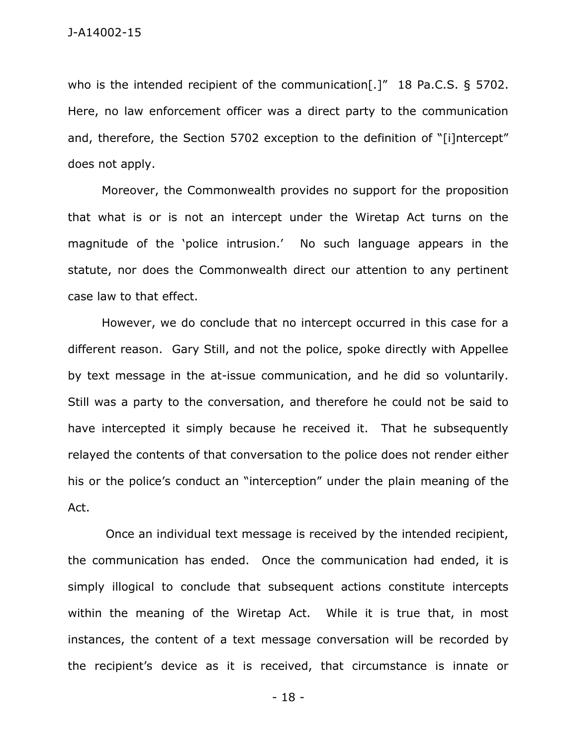who is the intended recipient of the communication[.]" 18 Pa.C.S. § 5702. Here, no law enforcement officer was a direct party to the communication and, therefore, the Section 5702 exception to the definition of "[i]ntercept" does not apply.

Moreover, the Commonwealth provides no support for the proposition that what is or is not an intercept under the Wiretap Act turns on the magnitude of the 'police intrusion.' No such language appears in the statute, nor does the Commonwealth direct our attention to any pertinent case law to that effect.

However, we do conclude that no intercept occurred in this case for a different reason. Gary Still, and not the police, spoke directly with Appellee by text message in the at-issue communication, and he did so voluntarily. Still was a party to the conversation, and therefore he could not be said to have intercepted it simply because he received it. That he subsequently relayed the contents of that conversation to the police does not render either his or the police's conduct an "interception" under the plain meaning of the Act.

Once an individual text message is received by the intended recipient, the communication has ended. Once the communication had ended, it is simply illogical to conclude that subsequent actions constitute intercepts within the meaning of the Wiretap Act. While it is true that, in most instances, the content of a text message conversation will be recorded by the recipient's device as it is received, that circumstance is innate or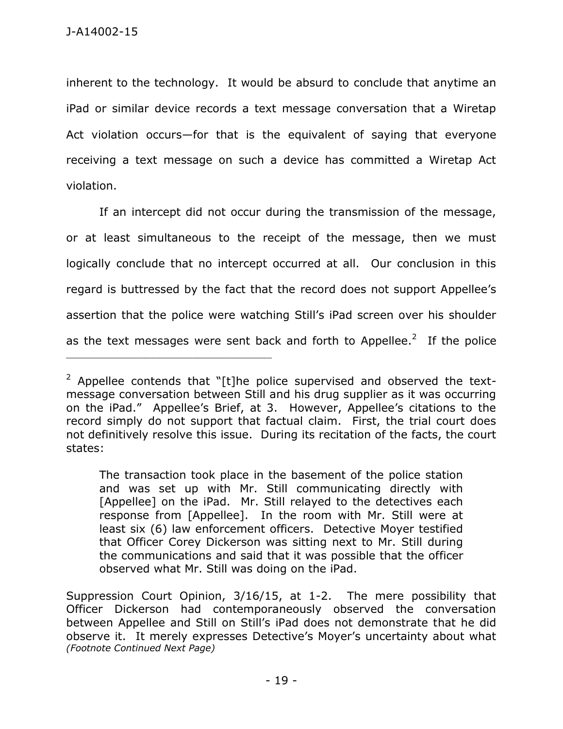inherent to the technology. It would be absurd to conclude that anytime an iPad or similar device records a text message conversation that a Wiretap Act violation occurs—for that is the equivalent of saying that everyone receiving a text message on such a device has committed a Wiretap Act violation.

If an intercept did not occur during the transmission of the message, or at least simultaneous to the receipt of the message, then we must logically conclude that no intercept occurred at all. Our conclusion in this regard is buttressed by the fact that the record does not support Appellee's assertion that the police were watching Still's iPad screen over his shoulder as the text messages were sent back and forth to Appellee.[2] If the police

---

[2] Appellee contends that "[t]he police supervised and observed the text-message conversation between Still and his drug supplier as it was occurring on the iPad." Appellee's Brief, at 3. However, Appellee's citations to the record simply do not support that factual claim. First, the trial court does not definitively resolve this issue. During its recitation of the facts, the court states:

> The transaction took place in the basement of the police station and was set up with Mr. Still communicating directly with [Appellee] on the iPad. Mr. Still relayed to the detectives each response from [Appellee]. In the room with Mr. Still were at least six (6) law enforcement officers. Detective Moyer testified that Officer Corey Dickerson was sitting next to Mr. Still during the communications and said that it was possible that the officer observed what Mr. Still was doing on the iPad.

Suppression Court Opinion, 3/16/15, at 1-2. The mere possibility that Officer Dickerson had contemporaneously observed the conversation between Appellee and Still on Still's iPad does not demonstrate that he did observe it. It merely expresses Detective's Moyer's uncertainty about what *(Footnote Continued Next Page)*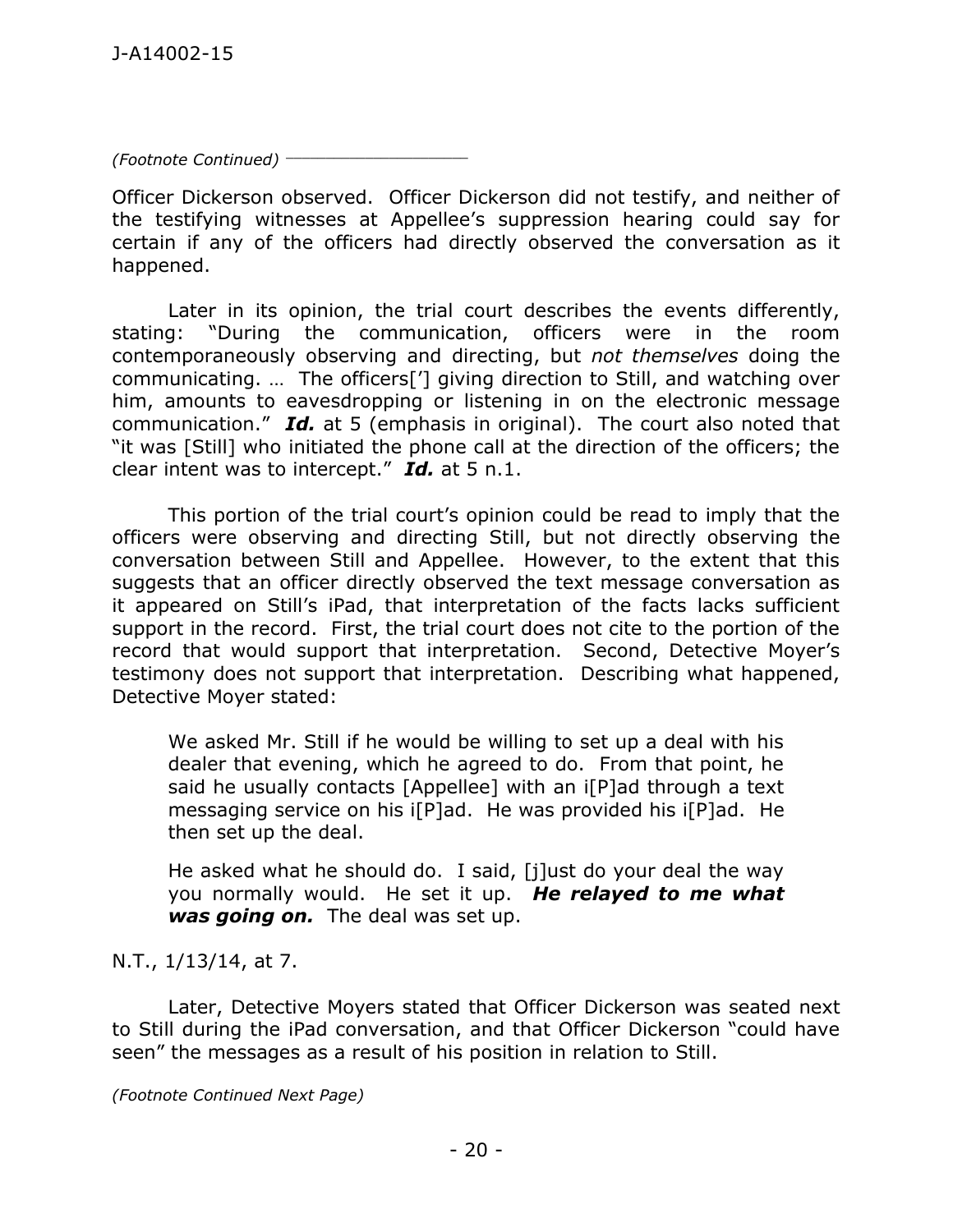*(Footnote Continued)*

Officer Dickerson observed. Officer Dickerson did not testify, and neither of the testifying witnesses at Appellee's suppression hearing could say for certain if any of the officers had directly observed the conversation as it happened.

Later in its opinion, the trial court describes the events differently, stating: "During the communication, officers were in the room contemporaneously observing and directing, but *not themselves* doing the communicating. … The officers['] giving direction to Still, and watching over him, amounts to eavesdropping or listening in on the electronic message communication." ***Id.*** at 5 (emphasis in original). The court also noted that "it was [Still] who initiated the phone call at the direction of the officers; the clear intent was to intercept." ***Id.*** at 5 n.1.

This portion of the trial court's opinion could be read to imply that the officers were observing and directing Still, but not directly observing the conversation between Still and Appellee. However, to the extent that this suggests that an officer directly observed the text message conversation as it appeared on Still's iPad, that interpretation of the facts lacks sufficient support in the record. First, the trial court does not cite to the portion of the record that would support that interpretation. Second, Detective Moyer's testimony does not support that interpretation. Describing what happened, Detective Moyer stated:

> We asked Mr. Still if he would be willing to set up a deal with his dealer that evening, which he agreed to do. From that point, he said he usually contacts [Appellee] with an i[P]ad through a text messaging service on his i[P]ad. He was provided his i[P]ad. He then set up the deal.
>
> He asked what he should do. I said, [j]ust do your deal the way you normally would. He set it up. ***He relayed to me what was going on.*** The deal was set up.

N.T., 1/13/14, at 7.

Later, Detective Moyers stated that Officer Dickerson was seated next to Still during the iPad conversation, and that Officer Dickerson "could have seen" the messages as a result of his position in relation to Still.

*(Footnote Continued Next Page)*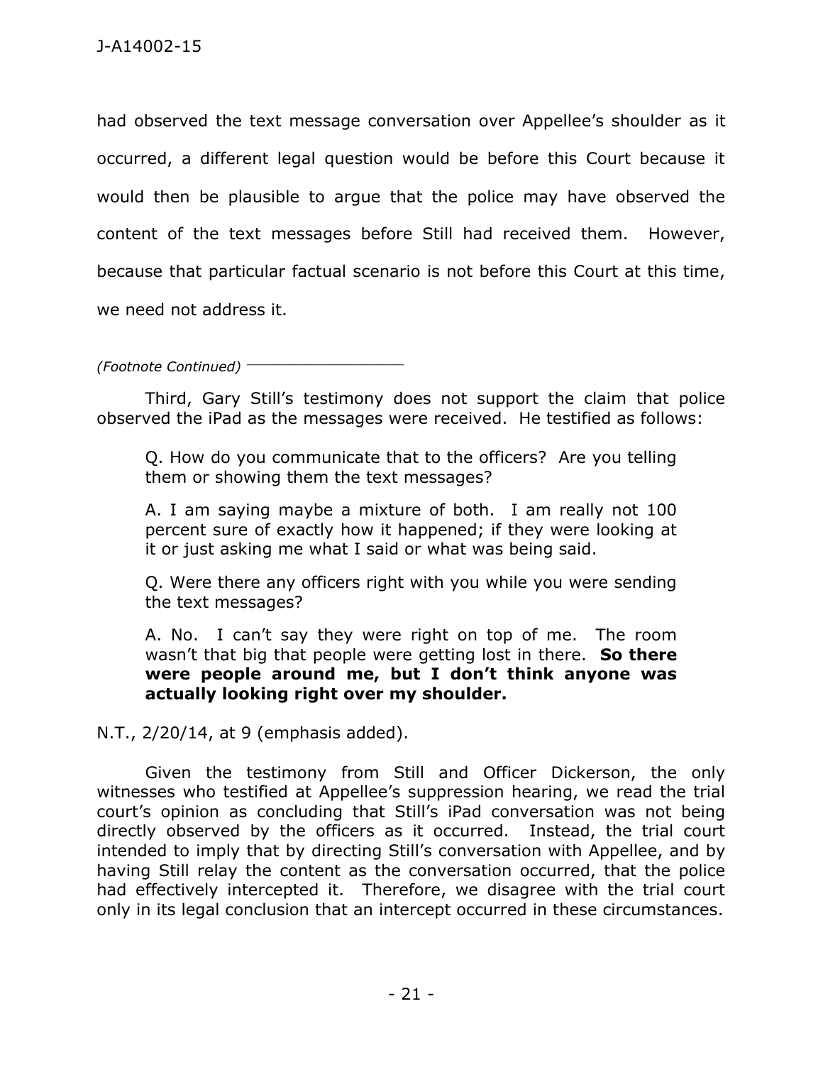had observed the text message conversation over Appellee's shoulder as it occurred, a different legal question would be before this Court because it would then be plausible to argue that the police may have observed the content of the text messages before Still had received them. However, because that particular factual scenario is not before this Court at this time, we need not address it.

*(Footnote Continued)*

Third, Gary Still's testimony does not support the claim that police observed the iPad as the messages were received. He testified as follows:

> Q. How do you communicate that to the officers? Are you telling them or showing them the text messages?
>
> A. I am saying maybe a mixture of both. I am really not 100 percent sure of exactly how it happened; if they were looking at it or just asking me what I said or what was being said.
>
> Q. Were there any officers right with you while you were sending the text messages?
>
> A. No. I can't say they were right on top of me. The room wasn't that big that people were getting lost in there. **So there were people around me, but I don't think anyone was actually looking right over my shoulder.**

N.T., 2/20/14, at 9 (emphasis added).

Given the testimony from Still and Officer Dickerson, the only witnesses who testified at Appellee's suppression hearing, we read the trial court's opinion as concluding that Still's iPad conversation was not being directly observed by the officers as it occurred. Instead, the trial court intended to imply that by directing Still's conversation with Appellee, and by having Still relay the content as the conversation occurred, that the police had effectively intercepted it. Therefore, we disagree with the trial court only in its legal conclusion that an intercept occurred in these circumstances.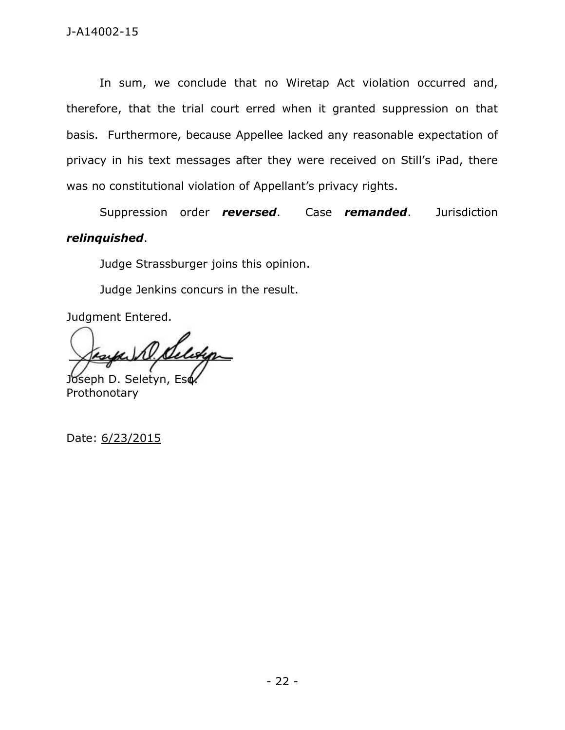In sum, we conclude that no Wiretap Act violation occurred and, therefore, that the trial court erred when it granted suppression on that basis. Furthermore, because Appellee lacked any reasonable expectation of privacy in his text messages after they were received on Still's iPad, there was no constitutional violation of Appellant's privacy rights.

Suppression order ***reversed***. Case ***remanded***. Jurisdiction ***relinquished***.

Judge Strassburger joins this opinion.

Judge Jenkins concurs in the result.

Judgment Entered.

Joseph D. Seletyn, Esq.
Prothonotary

Date: 6/23/2015